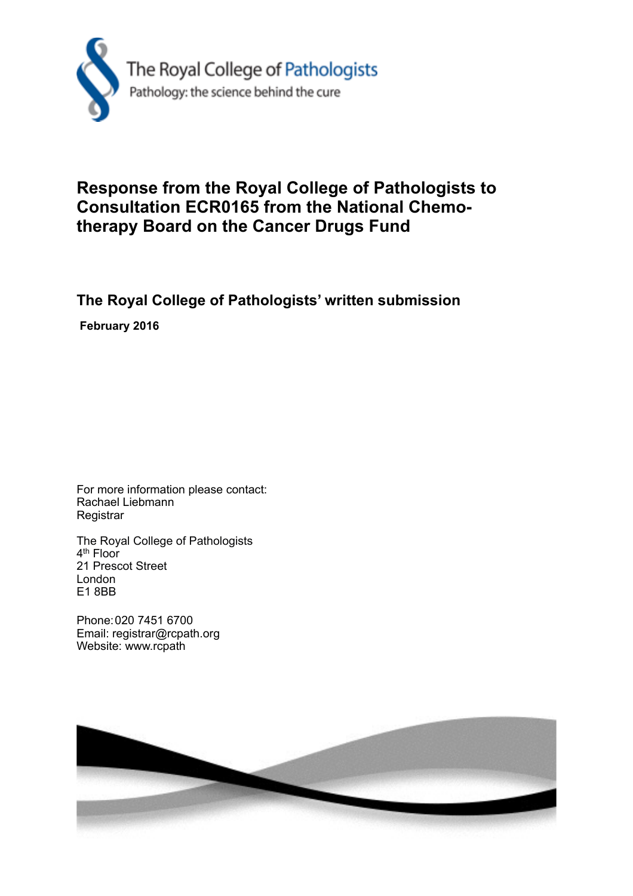The Royal College of Pathologists

Pathology: the science behind the cure

# Response from the Royal College of Pathologists to Consultation ECR0165 from the National Chemo-therapy Board on the Cancer Drugs Fund

## The Royal College of Pathologists' written submission

**February 2016**

For more information please contact:
Rachael Liebmann
Registrar

The Royal College of Pathologists
4th Floor
21 Prescot Street
London
E1 8BB

Phone: 020 7451 6700
Email: registrar@rcpath.org
Website: www.rcpath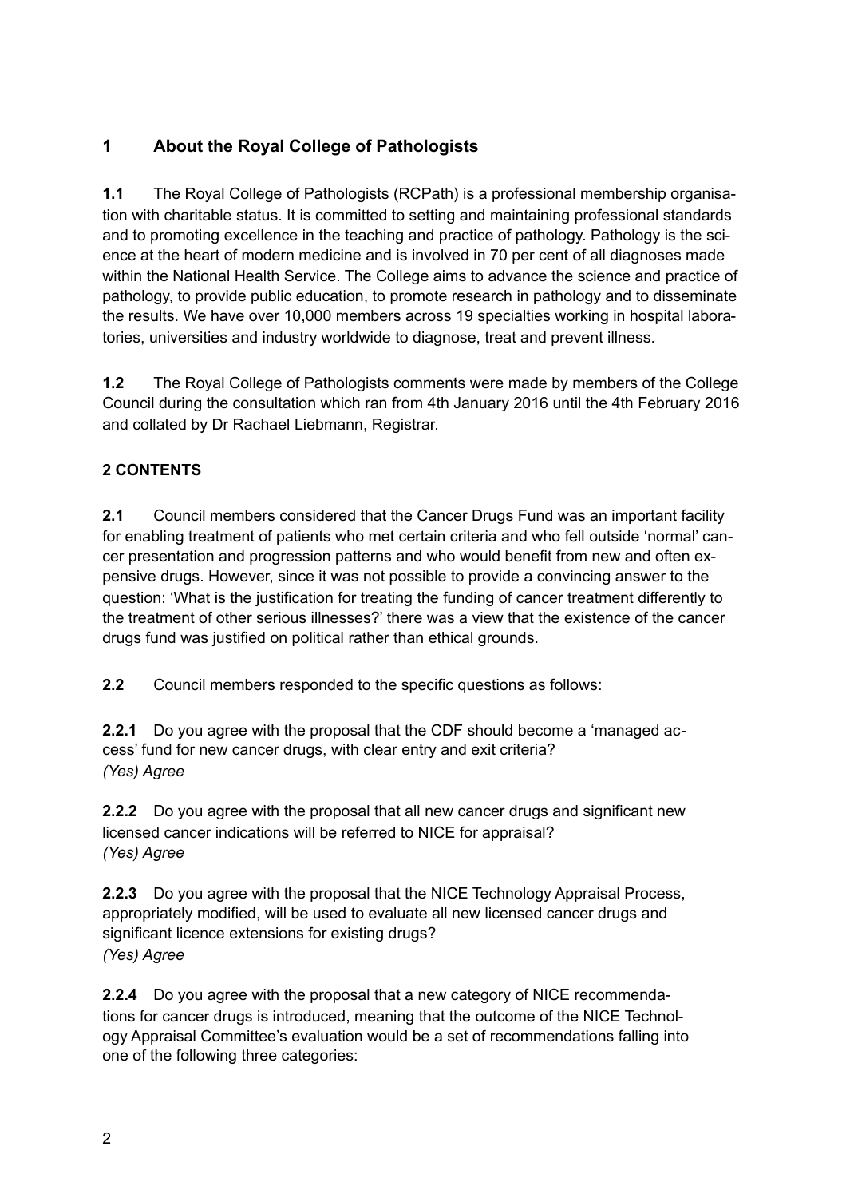## 1 About the Royal College of Pathologists

**1.1** The Royal College of Pathologists (RCPath) is a professional membership organisation with charitable status. It is committed to setting and maintaining professional standards and to promoting excellence in the teaching and practice of pathology. Pathology is the science at the heart of modern medicine and is involved in 70 per cent of all diagnoses made within the National Health Service. The College aims to advance the science and practice of pathology, to provide public education, to promote research in pathology and to disseminate the results. We have over 10,000 members across 19 specialties working in hospital laboratories, universities and industry worldwide to diagnose, treat and prevent illness.

**1.2** The Royal College of Pathologists comments were made by members of the College Council during the consultation which ran from 4th January 2016 until the 4th February 2016 and collated by Dr Rachael Liebmann, Registrar.

## 2 CONTENTS

**2.1** Council members considered that the Cancer Drugs Fund was an important facility for enabling treatment of patients who met certain criteria and who fell outside 'normal' cancer presentation and progression patterns and who would benefit from new and often expensive drugs. However, since it was not possible to provide a convincing answer to the question: 'What is the justification for treating the funding of cancer treatment differently to the treatment of other serious illnesses?' there was a view that the existence of the cancer drugs fund was justified on political rather than ethical grounds.

**2.2** Council members responded to the specific questions as follows:

**2.2.1** Do you agree with the proposal that the CDF should become a 'managed access' fund for new cancer drugs, with clear entry and exit criteria?
*(Yes) Agree*

**2.2.2** Do you agree with the proposal that all new cancer drugs and significant new licensed cancer indications will be referred to NICE for appraisal?
*(Yes) Agree*

**2.2.3** Do you agree with the proposal that the NICE Technology Appraisal Process, appropriately modified, will be used to evaluate all new licensed cancer drugs and significant licence extensions for existing drugs?
*(Yes) Agree*

**2.2.4** Do you agree with the proposal that a new category of NICE recommendations for cancer drugs is introduced, meaning that the outcome of the NICE Technology Appraisal Committee's evaluation would be a set of recommendations falling into one of the following three categories: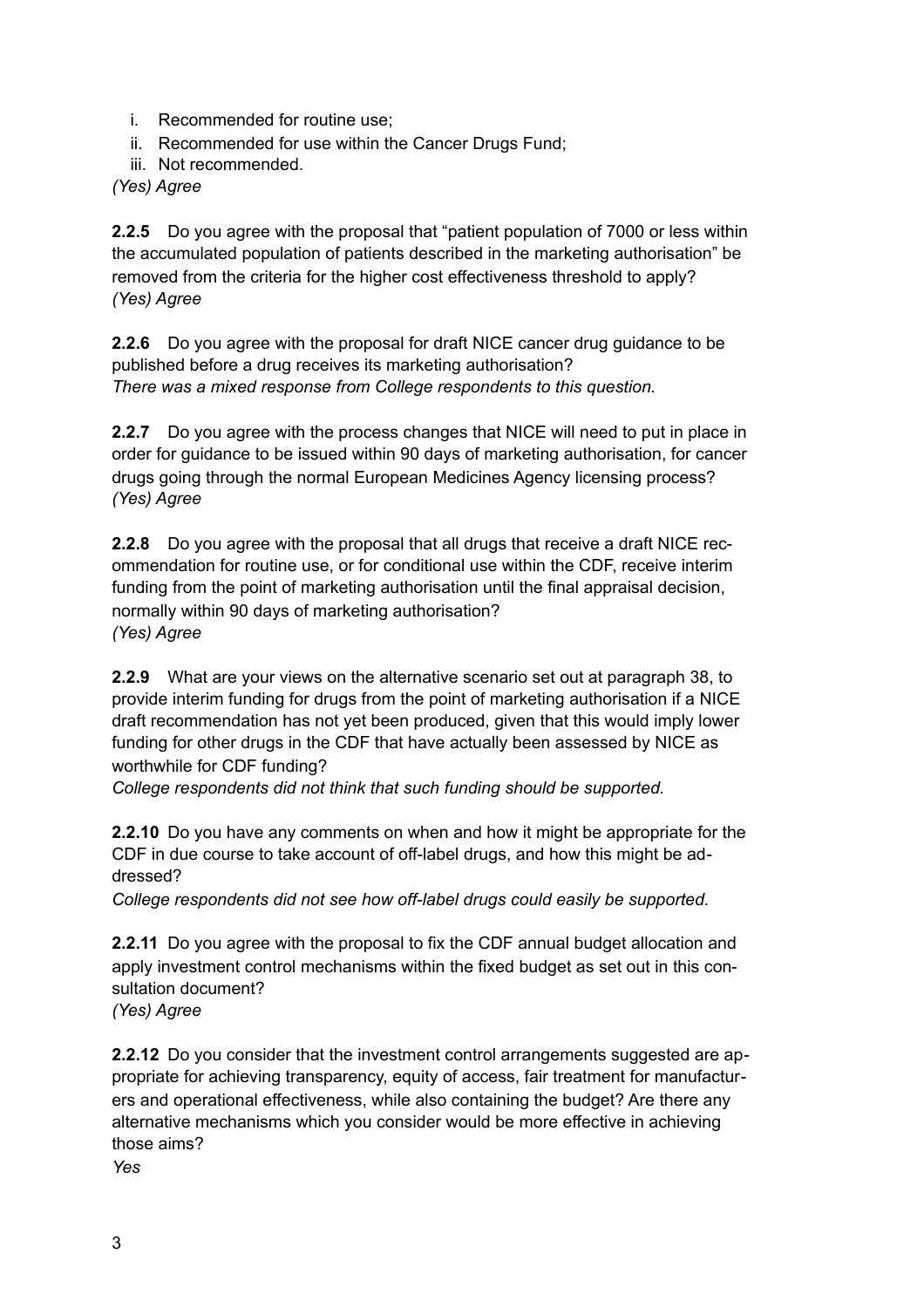i. Recommended for routine use;
ii. Recommended for use within the Cancer Drugs Fund;
iii. Not recommended.

*(Yes) Agree*

**2.2.5** Do you agree with the proposal that "patient population of 7000 or less within the accumulated population of patients described in the marketing authorisation" be removed from the criteria for the higher cost effectiveness threshold to apply?
*(Yes) Agree*

**2.2.6** Do you agree with the proposal for draft NICE cancer drug guidance to be published before a drug receives its marketing authorisation?
*There was a mixed response from College respondents to this question.*

**2.2.7** Do you agree with the process changes that NICE will need to put in place in order for guidance to be issued within 90 days of marketing authorisation, for cancer drugs going through the normal European Medicines Agency licensing process?
*(Yes) Agree*

**2.2.8** Do you agree with the proposal that all drugs that receive a draft NICE recommendation for routine use, or for conditional use within the CDF, receive interim funding from the point of marketing authorisation until the final appraisal decision, normally within 90 days of marketing authorisation?
*(Yes) Agree*

**2.2.9** What are your views on the alternative scenario set out at paragraph 38, to provide interim funding for drugs from the point of marketing authorisation if a NICE draft recommendation has not yet been produced, given that this would imply lower funding for other drugs in the CDF that have actually been assessed by NICE as worthwhile for CDF funding?
*College respondents did not think that such funding should be supported.*

**2.2.10** Do you have any comments on when and how it might be appropriate for the CDF in due course to take account of off-label drugs, and how this might be addressed?
*College respondents did not see how off-label drugs could easily be supported.*

**2.2.11** Do you agree with the proposal to fix the CDF annual budget allocation and apply investment control mechanisms within the fixed budget as set out in this consultation document?
*(Yes) Agree*

**2.2.12** Do you consider that the investment control arrangements suggested are appropriate for achieving transparency, equity of access, fair treatment for manufacturers and operational effectiveness, while also containing the budget? Are there any alternative mechanisms which you consider would be more effective in achieving those aims?
*Yes*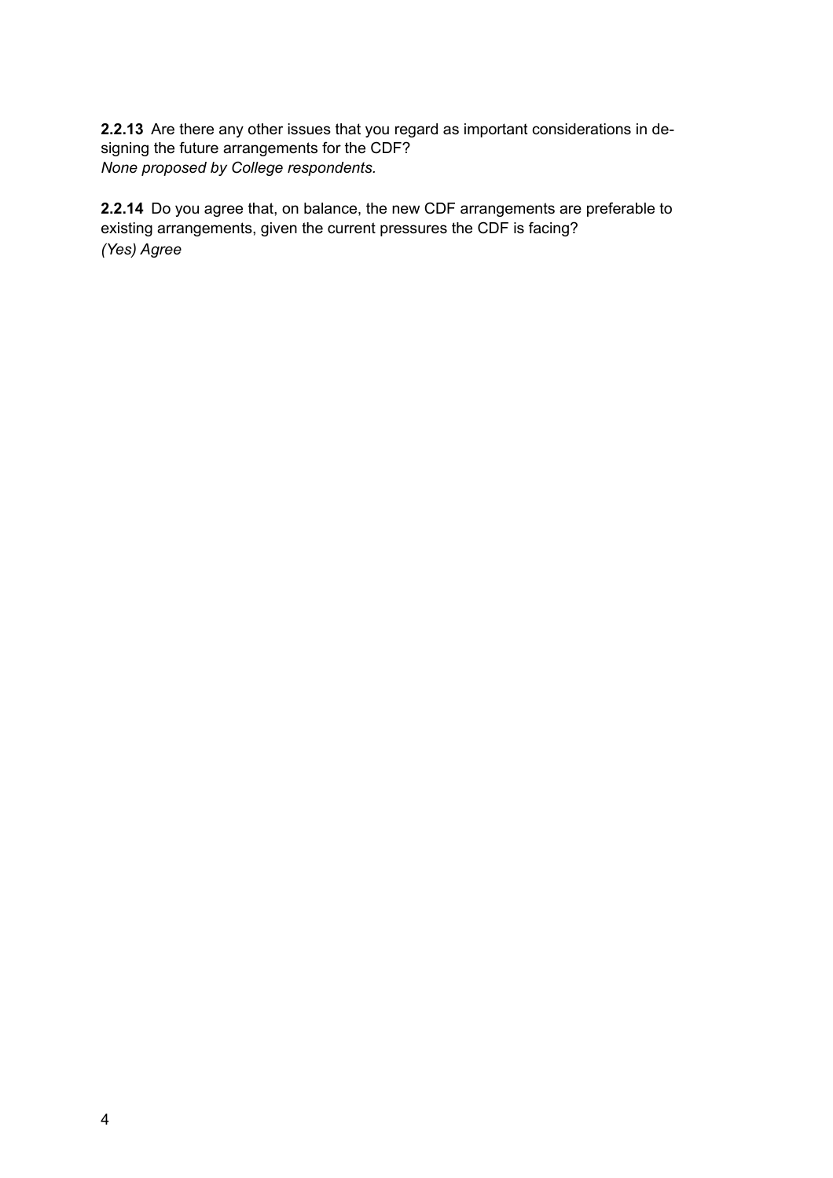**2.2.13** Are there any other issues that you regard as important considerations in designing the future arrangements for the CDF?
*None proposed by College respondents.*

**2.2.14** Do you agree that, on balance, the new CDF arrangements are preferable to existing arrangements, given the current pressures the CDF is facing?
*(Yes) Agree*